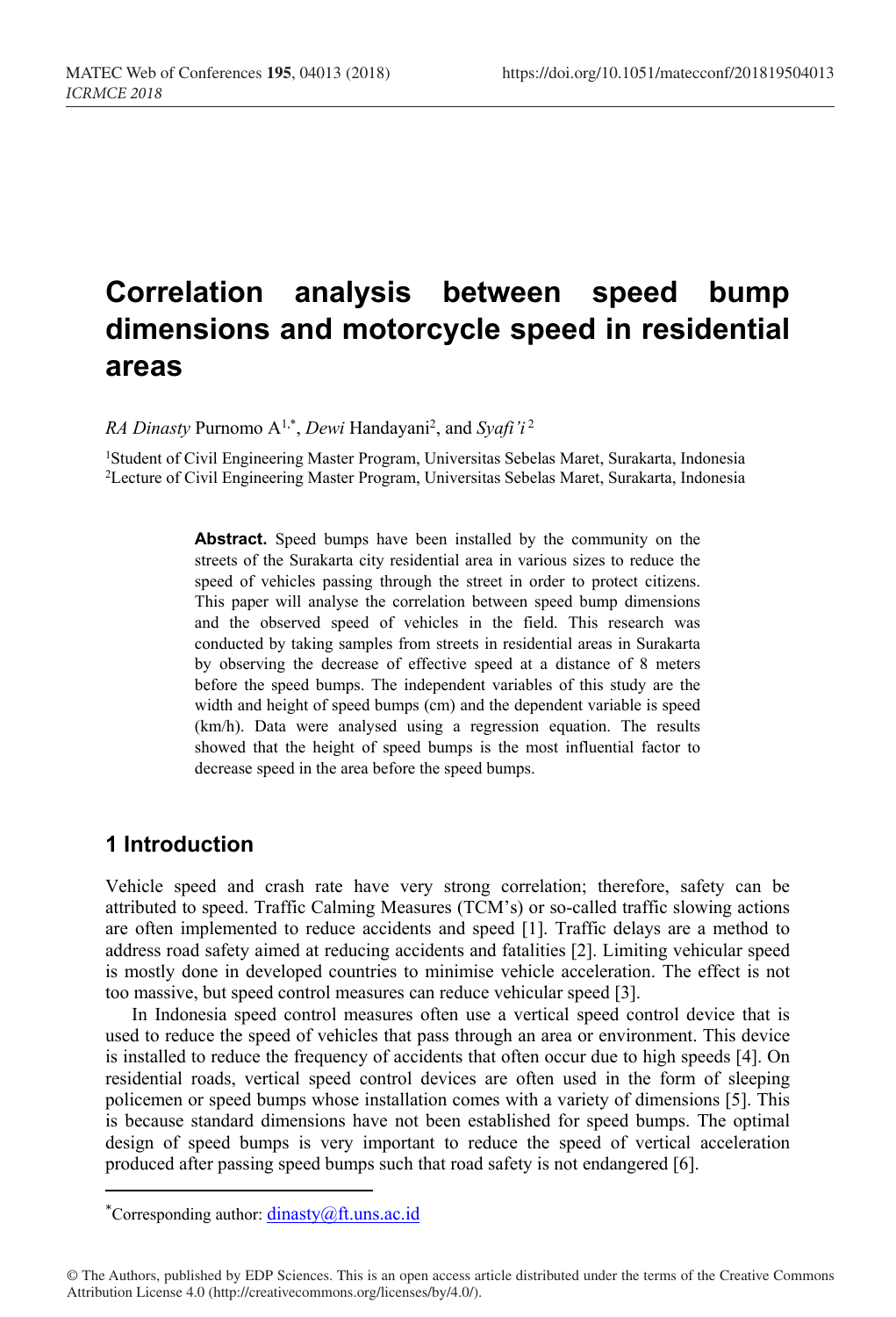# Correlation analysis between speed bump dimensions and motorcycle speed in residential areas

*RA Dinasty* Purnomo A[1,*], *Dewi* Handayani[2], and *Syafi'i*[2]

[1]Student of Civil Engineering Master Program, Universitas Sebelas Maret, Surakarta, Indonesia
[2]Lecture of Civil Engineering Master Program, Universitas Sebelas Maret, Surakarta, Indonesia

**Abstract.** Speed bumps have been installed by the community on the streets of the Surakarta city residential area in various sizes to reduce the speed of vehicles passing through the street in order to protect citizens. This paper will analyse the correlation between speed bump dimensions and the observed speed of vehicles in the field. This research was conducted by taking samples from streets in residential areas in Surakarta by observing the decrease of effective speed at a distance of 8 meters before the speed bumps. The independent variables of this study are the width and height of speed bumps (cm) and the dependent variable is speed (km/h). Data were analysed using a regression equation. The results showed that the height of speed bumps is the most influential factor to decrease speed in the area before the speed bumps.

## 1 Introduction

Vehicle speed and crash rate have very strong correlation; therefore, safety can be attributed to speed. Traffic Calming Measures (TCM's) or so-called traffic slowing actions are often implemented to reduce accidents and speed [1]. Traffic delays are a method to address road safety aimed at reducing accidents and fatalities [2]. Limiting vehicular speed is mostly done in developed countries to minimise vehicle acceleration. The effect is not too massive, but speed control measures can reduce vehicular speed [3].

In Indonesia speed control measures often use a vertical speed control device that is used to reduce the speed of vehicles that pass through an area or environment. This device is installed to reduce the frequency of accidents that often occur due to high speeds [4]. On residential roads, vertical speed control devices are often used in the form of sleeping policemen or speed bumps whose installation comes with a variety of dimensions [5]. This is because standard dimensions have not been established for speed bumps. The optimal design of speed bumps is very important to reduce the speed of vertical acceleration produced after passing speed bumps such that road safety is not endangered [6].

---

*Corresponding author: dinasty@ft.uns.ac.id

© The Authors, published by EDP Sciences. This is an open access article distributed under the terms of the Creative Commons Attribution License 4.0 (http://creativecommons.org/licenses/by/4.0/).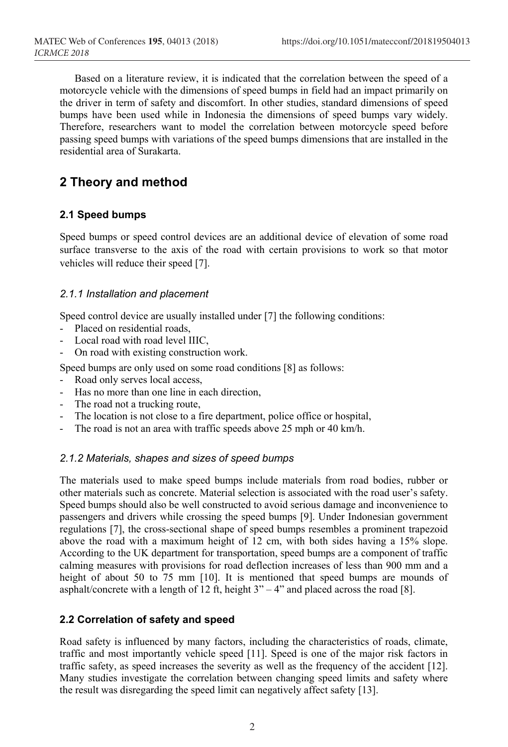Based on a literature review, it is indicated that the correlation between the speed of a motorcycle vehicle with the dimensions of speed bumps in field had an impact primarily on the driver in term of safety and discomfort. In other studies, standard dimensions of speed bumps have been used while in Indonesia the dimensions of speed bumps vary widely. Therefore, researchers want to model the correlation between motorcycle speed before passing speed bumps with variations of the speed bumps dimensions that are installed in the residential area of Surakarta.

## 2 Theory and method

### 2.1 Speed bumps

Speed bumps or speed control devices are an additional device of elevation of some road surface transverse to the axis of the road with certain provisions to work so that motor vehicles will reduce their speed [7].

#### *2.1.1 Installation and placement*

Speed control device are usually installed under [7] the following conditions:

- Placed on residential roads,
- Local road with road level IIIC,
- On road with existing construction work.

Speed bumps are only used on some road conditions [8] as follows:

- Road only serves local access,
- Has no more than one line in each direction,
- The road not a trucking route,
- The location is not close to a fire department, police office or hospital,
- The road is not an area with traffic speeds above 25 mph or 40 km/h.

#### *2.1.2 Materials, shapes and sizes of speed bumps*

The materials used to make speed bumps include materials from road bodies, rubber or other materials such as concrete. Material selection is associated with the road user's safety. Speed bumps should also be well constructed to avoid serious damage and inconvenience to passengers and drivers while crossing the speed bumps [9]. Under Indonesian government regulations [7], the cross-sectional shape of speed bumps resembles a prominent trapezoid above the road with a maximum height of 12 cm, with both sides having a 15% slope. According to the UK department for transportation, speed bumps are a component of traffic calming measures with provisions for road deflection increases of less than 900 mm and a height of about 50 to 75 mm [10]. It is mentioned that speed bumps are mounds of asphalt/concrete with a length of 12 ft, height 3" – 4" and placed across the road [8].

### 2.2 Correlation of safety and speed

Road safety is influenced by many factors, including the characteristics of roads, climate, traffic and most importantly vehicle speed [11]. Speed is one of the major risk factors in traffic safety, as speed increases the severity as well as the frequency of the accident [12]. Many studies investigate the correlation between changing speed limits and safety where the result was disregarding the speed limit can negatively affect safety [13].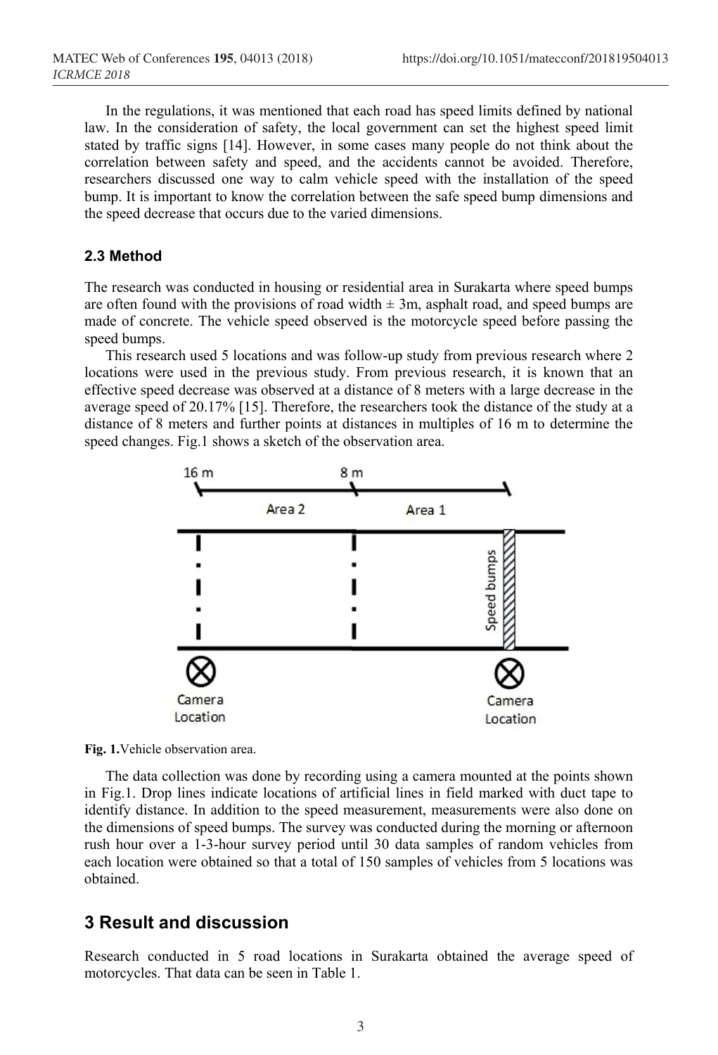In the regulations, it was mentioned that each road has speed limits defined by national law. In the consideration of safety, the local government can set the highest speed limit stated by traffic signs [14]. However, in some cases many people do not think about the correlation between safety and speed, and the accidents cannot be avoided. Therefore, researchers discussed one way to calm vehicle speed with the installation of the speed bump. It is important to know the correlation between the safe speed bump dimensions and the speed decrease that occurs due to the varied dimensions.

### 2.3 Method

The research was conducted in housing or residential area in Surakarta where speed bumps are often found with the provisions of road width ± 3m, asphalt road, and speed bumps are made of concrete. The vehicle speed observed is the motorcycle speed before passing the speed bumps.

This research used 5 locations and was follow-up study from previous research where 2 locations were used in the previous study. From previous research, it is known that an effective speed decrease was observed at a distance of 8 meters with a large decrease in the average speed of 20.17% [15]. Therefore, the researchers took the distance of the study at a distance of 8 meters and further points at distances in multiples of 16 m to determine the speed changes. Fig.1 shows a sketch of the observation area.

**Fig. 1.** Vehicle observation area.

The data collection was done by recording using a camera mounted at the points shown in Fig.1. Drop lines indicate locations of artificial lines in field marked with duct tape to identify distance. In addition to the speed measurement, measurements were also done on the dimensions of speed bumps. The survey was conducted during the morning or afternoon rush hour over a 1-3-hour survey period until 30 data samples of random vehicles from each location were obtained so that a total of 150 samples of vehicles from 5 locations was obtained.

## 3 Result and discussion

Research conducted in 5 road locations in Surakarta obtained the average speed of motorcycles. That data can be seen in Table 1.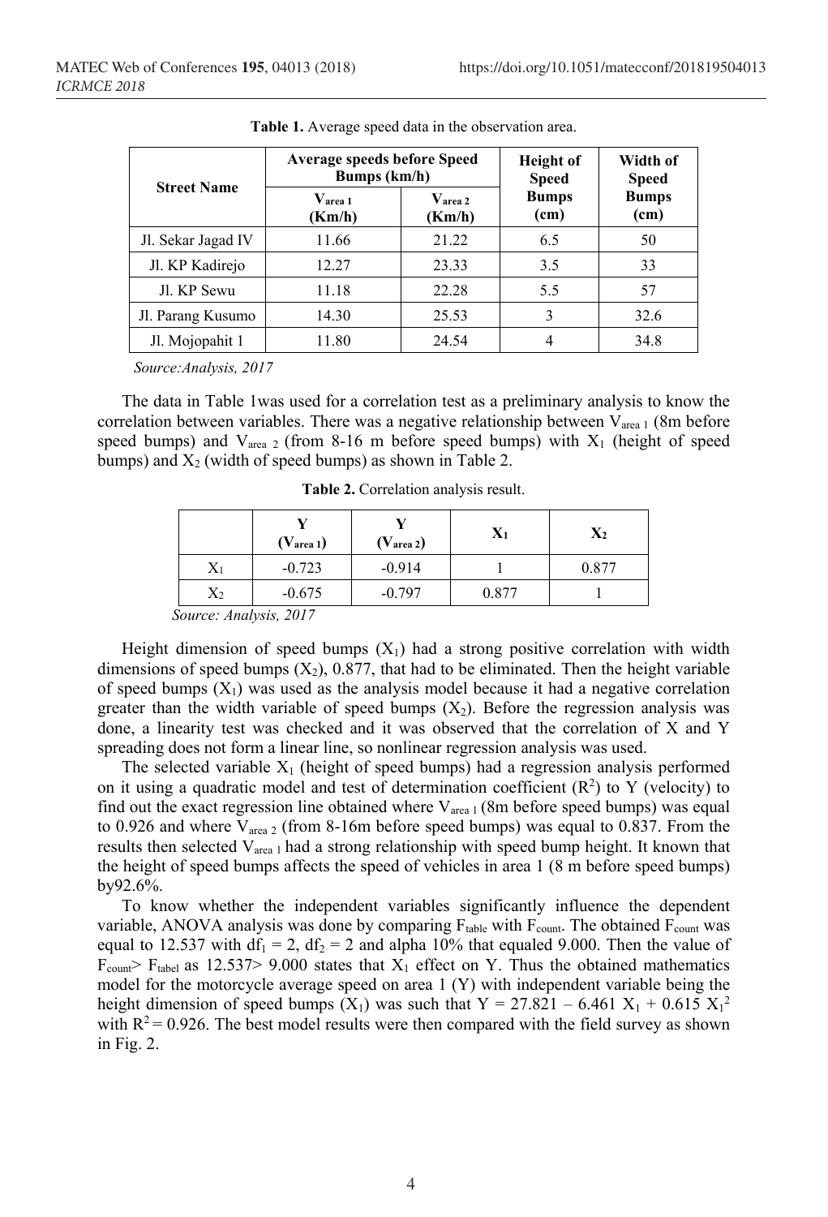**Table 1.** Average speed data in the observation area.

| Street Name | Average speeds before Speed Bumps (km/h) | | Height of Speed Bumps (cm) | Width of Speed Bumps (cm) |
|---|---|---|---|---|
| | $V_{area\ 1}$ (Km/h) | $V_{area\ 2}$ (Km/h) | | |
| Jl. Sekar Jagad IV | 11.66 | 21.22 | 6.5 | 50 |
| Jl. KP Kadirejo | 12.27 | 23.33 | 3.5 | 33 |
| Jl. KP Sewu | 11.18 | 22.28 | 5.5 | 57 |
| Jl. Parang Kusumo | 14.30 | 25.53 | 3 | 32.6 |
| Jl. Mojopahit 1 | 11.80 | 24.54 | 4 | 34.8 |

*Source:Analysis, 2017*

The data in Table 1was used for a correlation test as a preliminary analysis to know the correlation between variables. There was a negative relationship between $V_{area\ 1}$ (8m before speed bumps) and $V_{area\ 2}$ (from 8-16 m before speed bumps) with $X_1$ (height of speed bumps) and $X_2$ (width of speed bumps) as shown in Table 2.

**Table 2.** Correlation analysis result.

| | Y ($V_{area\ 1}$) | Y ($V_{area\ 2}$) | $X_1$ | $X_2$ |
|---|---|---|---|---|
| $X_1$ | -0.723 | -0.914 | 1 | 0.877 |
| $X_2$ | -0.675 | -0.797 | 0.877 | 1 |

*Source: Analysis, 2017*

Height dimension of speed bumps ($X_1$) had a strong positive correlation with width dimensions of speed bumps ($X_2$), 0.877, that had to be eliminated. Then the height variable of speed bumps ($X_1$) was used as the analysis model because it had a negative correlation greater than the width variable of speed bumps ($X_2$). Before the regression analysis was done, a linearity test was checked and it was observed that the correlation of X and Y spreading does not form a linear line, so nonlinear regression analysis was used.

The selected variable $X_1$ (height of speed bumps) had a regression analysis performed on it using a quadratic model and test of determination coefficient ($R^2$) to Y (velocity) to find out the exact regression line obtained where $V_{area\ 1}$ (8m before speed bumps) was equal to 0.926 and where $V_{area\ 2}$ (from 8-16m before speed bumps) was equal to 0.837. From the results then selected $V_{area\ 1}$ had a strong relationship with speed bump height. It known that the height of speed bumps affects the speed of vehicles in area 1 (8 m before speed bumps) by92.6%.

To know whether the independent variables significantly influence the dependent variable, ANOVA analysis was done by comparing $F_{table}$ with $F_{count}$. The obtained $F_{count}$ was equal to 12.537 with $df_1 = 2$, $df_2 = 2$ and alpha 10% that equaled 9.000. Then the value of $F_{count} > F_{tabel}$ as 12.537> 9.000 states that $X_1$ effect on Y. Thus the obtained mathematics model for the motorcycle average speed on area 1 (Y) with independent variable being the height dimension of speed bumps ($X_1$) was such that $Y = 27.821 - 6.461\ X_1 + 0.615\ X_1^2$ with $R^2 = 0.926$. The best model results were then compared with the field survey as shown in Fig. 2.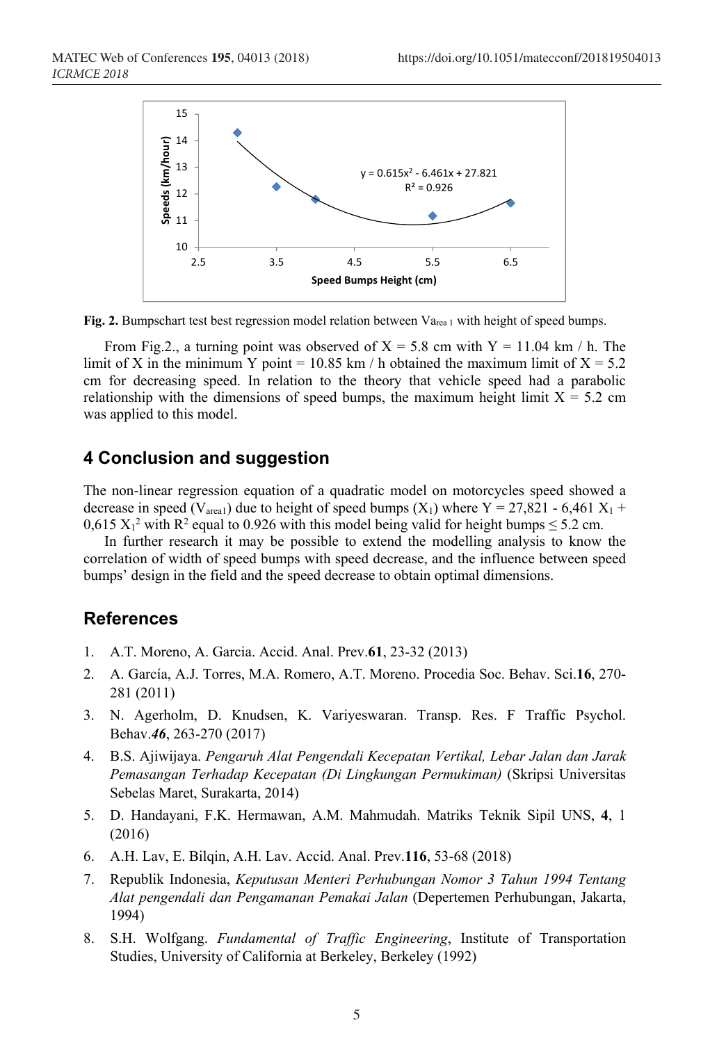**Fig. 2.** Bumpschart test best regression model relation between $V_{area\,1}$ with height of speed bumps.

From Fig.2., a turning point was observed of X = 5.8 cm with Y = 11.04 km / h. The limit of X in the minimum Y point = 10.85 km / h obtained the maximum limit of X = 5.2 cm for decreasing speed. In relation to the theory that vehicle speed had a parabolic relationship with the dimensions of speed bumps, the maximum height limit X = 5.2 cm was applied to this model.

## 4 Conclusion and suggestion

The non-linear regression equation of a quadratic model on motorcycles speed showed a decrease in speed ($V_{area1}$) due to height of speed bumps ($X_1$) where $Y = 27{,}821 - 6{,}461\ X_1 + 0{,}615\ X_1^2$ with $R^2$ equal to 0.926 with this model being valid for height bumps $\leq 5.2$ cm.

In further research it may be possible to extend the modelling analysis to know the correlation of width of speed bumps with speed decrease, and the influence between speed bumps' design in the field and the speed decrease to obtain optimal dimensions.

## References

1. A.T. Moreno, A. Garcia. Accid. Anal. Prev.**61**, 23-32 (2013)
2. A. García, A.J. Torres, M.A. Romero, A.T. Moreno. Procedia Soc. Behav. Sci.**16**, 270-281 (2011)
3. N. Agerholm, D. Knudsen, K. Variyeswaran. Transp. Res. F Traffic Psychol. Behav.***46***, 263-270 (2017)
4. B.S. Ajiwijaya. *Pengaruh Alat Pengendali Kecepatan Vertikal, Lebar Jalan dan Jarak Pemasangan Terhadap Kecepatan (Di Lingkungan Permukiman)* (Skripsi Universitas Sebelas Maret, Surakarta, 2014)
5. D. Handayani, F.K. Hermawan, A.M. Mahmudah. Matriks Teknik Sipil UNS, **4**, 1 (2016)
6. A.H. Lav, E. Bilqin, A.H. Lav. Accid. Anal. Prev.**116**, 53-68 (2018)
7. Republik Indonesia, *Keputusan Menteri Perhubungan Nomor 3 Tahun 1994 Tentang Alat pengendali dan Pengamanan Pemakai Jalan* (Depertemen Perhubungan, Jakarta, 1994)
8. S.H. Wolfgang. *Fundamental of Traffic Engineering*, Institute of Transportation Studies, University of California at Berkeley, Berkeley (1992)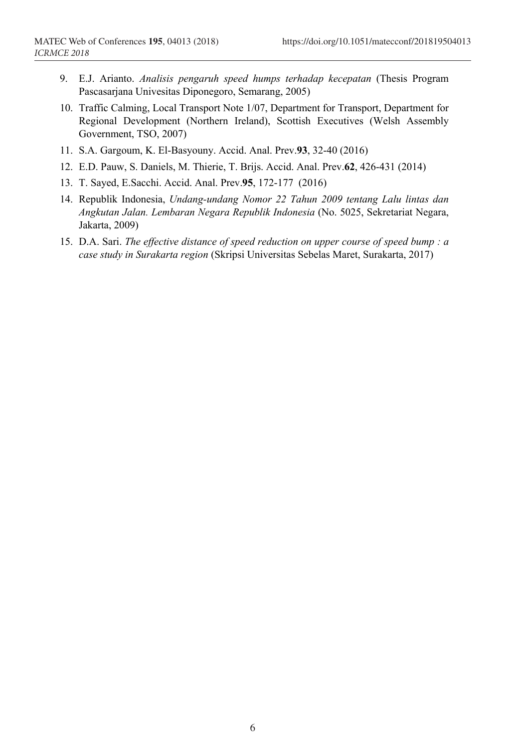9. E.J. Arianto. *Analisis pengaruh speed humps terhadap kecepatan* (Thesis Program Pascasarjana Univesitas Diponegoro, Semarang, 2005)
10. Traffic Calming, Local Transport Note 1/07, Department for Transport, Department for Regional Development (Northern Ireland), Scottish Executives (Welsh Assembly Government, TSO, 2007)
11. S.A. Gargoum, K. El-Basyouny. Accid. Anal. Prev.**93**, 32-40 (2016)
12. E.D. Pauw, S. Daniels, M. Thierie, T. Brijs. Accid. Anal. Prev.**62**, 426-431 (2014)
13. T. Sayed, E.Sacchi. Accid. Anal. Prev.**95**, 172-177 (2016)
14. Republik Indonesia, *Undang-undang Nomor 22 Tahun 2009 tentang Lalu lintas dan Angkutan Jalan. Lembaran Negara Republik Indonesia* (No. 5025, Sekretariat Negara, Jakarta, 2009)
15. D.A. Sari. *The effective distance of speed reduction on upper course of speed bump : a case study in Surakarta region* (Skripsi Universitas Sebelas Maret, Surakarta, 2017)